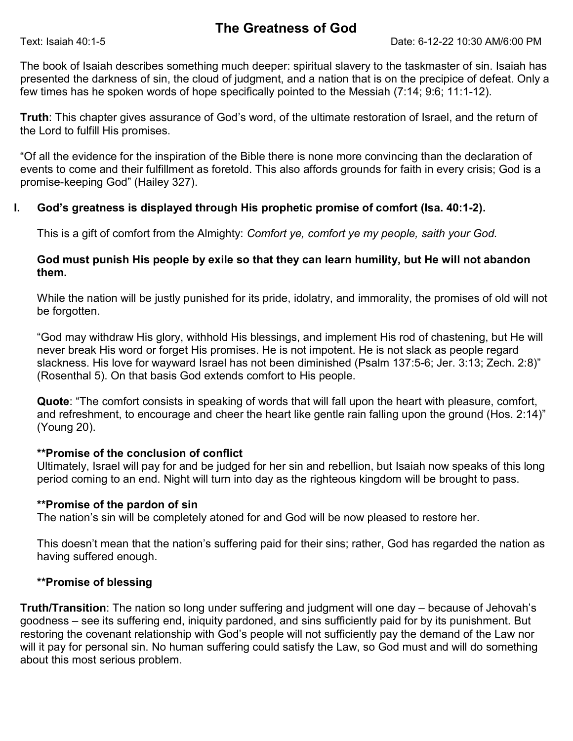# The Greatness of God

Text: Isaiah 40:1-5 Date: 6-12-22 10:30 AM/6:00 PM

The book of Isaiah describes something much deeper: spiritual slavery to the taskmaster of sin. Isaiah has presented the darkness of sin, the cloud of judgment, and a nation that is on the precipice of defeat. Only a few times has he spoken words of hope specifically pointed to the Messiah (7:14; 9:6; 11:1-12).

**Truth**: This chapter gives assurance of God's word, of the ultimate restoration of Israel, and the return of the Lord to fulfill His promises.

"Of all the evidence for the inspiration of the Bible there is none more convincing than the declaration of events to come and their fulfillment as foretold. This also affords grounds for faith in every crisis; God is a promise-keeping God" (Hailey 327).

## I. God's greatness is displayed through His prophetic promise of comfort (Isa. 40:1-2).

This is a gift of comfort from the Almighty: *Comfort ye, comfort ye my people, saith your God.*

**God must punish His people by exile so that they can learn humility, but He will not abandon them.**

While the nation will be justly punished for its pride, idolatry, and immorality, the promises of old will not be forgotten.

"God may withdraw His glory, withhold His blessings, and implement His rod of chastening, but He will never break His word or forget His promises. He is not impotent. He is not slack as people regard slackness. His love for wayward Israel has not been diminished (Psalm 137:5-6; Jer. 3:13; Zech. 2:8)" (Rosenthal 5). On that basis God extends comfort to His people.

**Quote**: "The comfort consists in speaking of words that will fall upon the heart with pleasure, comfort, and refreshment, to encourage and cheer the heart like gentle rain falling upon the ground (Hos. 2:14)" (Young 20).

**\*\*Promise of the conclusion of conflict**
Ultimately, Israel will pay for and be judged for her sin and rebellion, but Isaiah now speaks of this long period coming to an end. Night will turn into day as the righteous kingdom will be brought to pass.

**\*\*Promise of the pardon of sin**
The nation's sin will be completely atoned for and God will be now pleased to restore her.

This doesn't mean that the nation's suffering paid for their sins; rather, God has regarded the nation as having suffered enough.

**\*\*Promise of blessing**

**Truth/Transition**: The nation so long under suffering and judgment will one day – because of Jehovah's goodness – see its suffering end, iniquity pardoned, and sins sufficiently paid for by its punishment. But restoring the covenant relationship with God's people will not sufficiently pay the demand of the Law nor will it pay for personal sin. No human suffering could satisfy the Law, so God must and will do something about this most serious problem.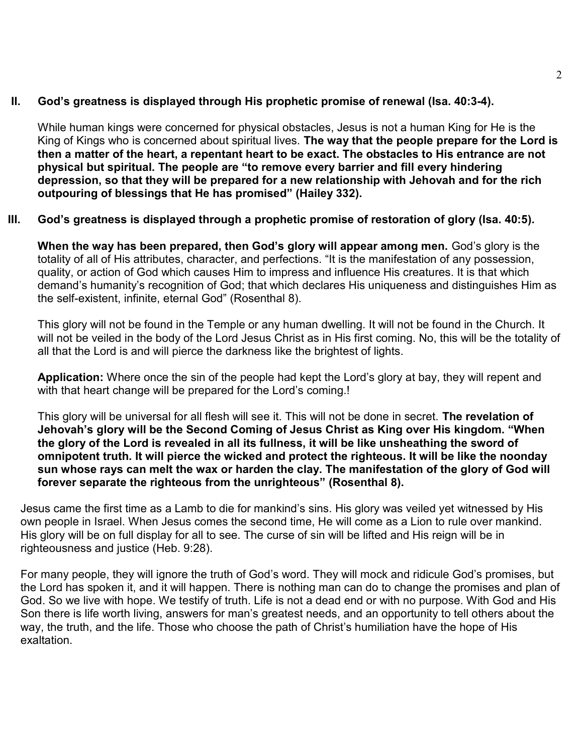## II. God's greatness is displayed through His prophetic promise of renewal (Isa. 40:3-4).

While human kings were concerned for physical obstacles, Jesus is not a human King for He is the King of Kings who is concerned about spiritual lives. **The way that the people prepare for the Lord is then a matter of the heart, a repentant heart to be exact. The obstacles to His entrance are not physical but spiritual. The people are "to remove every barrier and fill every hindering depression, so that they will be prepared for a new relationship with Jehovah and for the rich outpouring of blessings that He has promised" (Hailey 332).**

## III. God's greatness is displayed through a prophetic promise of restoration of glory (Isa. 40:5).

**When the way has been prepared, then God's glory will appear among men.** God's glory is the totality of all of His attributes, character, and perfections. "It is the manifestation of any possession, quality, or action of God which causes Him to impress and influence His creatures. It is that which demand's humanity's recognition of God; that which declares His uniqueness and distinguishes Him as the self-existent, infinite, eternal God" (Rosenthal 8).

This glory will not be found in the Temple or any human dwelling. It will not be found in the Church. It will not be veiled in the body of the Lord Jesus Christ as in His first coming. No, this will be the totality of all that the Lord is and will pierce the darkness like the brightest of lights.

**Application:** Where once the sin of the people had kept the Lord's glory at bay, they will repent and with that heart change will be prepared for the Lord's coming.!

This glory will be universal for all flesh will see it. This will not be done in secret. **The revelation of Jehovah's glory will be the Second Coming of Jesus Christ as King over His kingdom. "When the glory of the Lord is revealed in all its fullness, it will be like unsheathing the sword of omnipotent truth. It will pierce the wicked and protect the righteous. It will be like the noonday sun whose rays can melt the wax or harden the clay. The manifestation of the glory of God will forever separate the righteous from the unrighteous" (Rosenthal 8).**

Jesus came the first time as a Lamb to die for mankind's sins. His glory was veiled yet witnessed by His own people in Israel. When Jesus comes the second time, He will come as a Lion to rule over mankind. His glory will be on full display for all to see. The curse of sin will be lifted and His reign will be in righteousness and justice (Heb. 9:28).

For many people, they will ignore the truth of God's word. They will mock and ridicule God's promises, but the Lord has spoken it, and it will happen. There is nothing man can do to change the promises and plan of God. So we live with hope. We testify of truth. Life is not a dead end or with no purpose. With God and His Son there is life worth living, answers for man's greatest needs, and an opportunity to tell others about the way, the truth, and the life. Those who choose the path of Christ's humiliation have the hope of His exaltation.